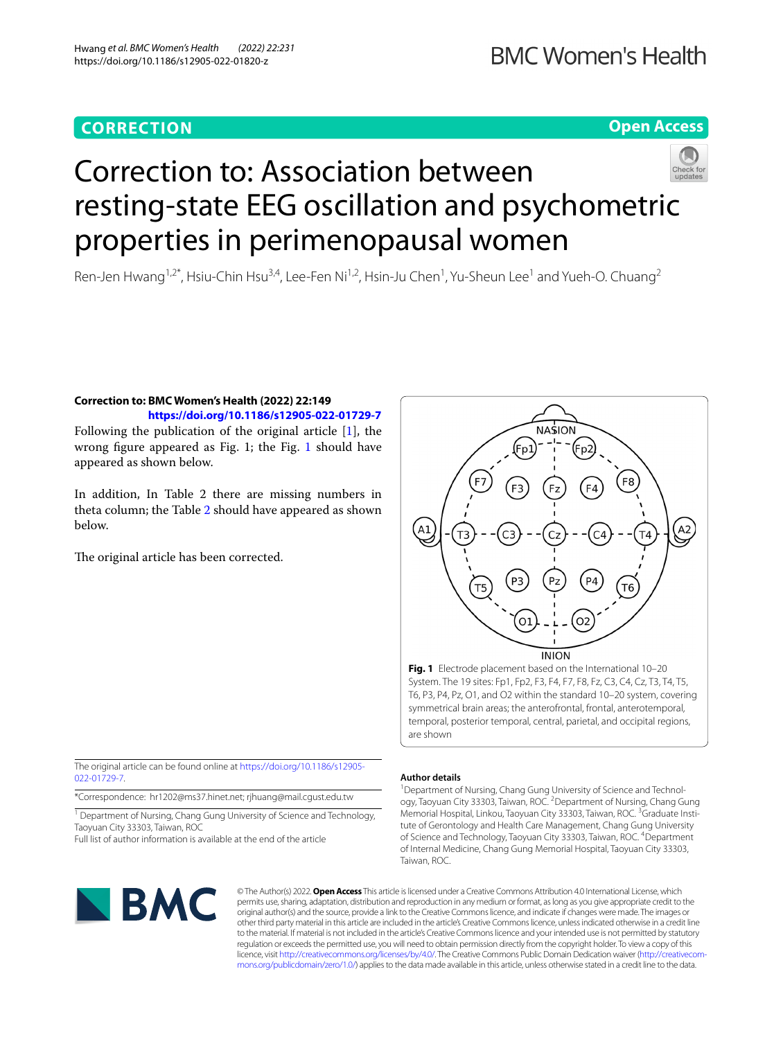CORRECTION

Open Access

# Correction to: Association between resting-state EEG oscillation and psychometric properties in perimenopausal women

Ren-Jen Hwang[1,2*], Hsiu-Chin Hsu[3,4], Lee-Fen Ni[1,2], Hsin-Ju Chen[1], Yu-Sheun Lee[1] and Yueh-O. Chuang[2]

**Correction to: BMC Women's Health (2022) 22:149**
**https://doi.org/10.1186/s12905-022-01729-7**

Following the publication of the original article [1], the wrong figure appeared as Fig. 1; the Fig. 1 should have appeared as shown below.

In addition, In Table 2 there are missing numbers in theta column; the Table 2 should have appeared as shown below.

The original article has been corrected.

**Fig. 1** Electrode placement based on the International 10–20 System. The 19 sites: Fp1, Fp2, F3, F4, F7, F8, Fz, C3, C4, Cz, T3, T4, T5, T6, P3, P4, Pz, O1, and O2 within the standard 10–20 system, covering symmetrical brain areas; the anterofrontal, frontal, anterotemporal, temporal, posterior temporal, central, parietal, and occipital regions, are shown

The original article can be found online at https://doi.org/10.1186/s12905-022-01729-7.

*Correspondence: hr1202@ms37.hinet.net; rjhuang@mail.cgust.edu.tw

[1] Department of Nursing, Chang Gung University of Science and Technology, Taoyuan City 33303, Taiwan, ROC
Full list of author information is available at the end of the article

## Author details

[1]Department of Nursing, Chang Gung University of Science and Technology, Taoyuan City 33303, Taiwan, ROC. [2]Department of Nursing, Chang Gung Memorial Hospital, Linkou, Taoyuan City 33303, Taiwan, ROC. [3]Graduate Institute of Gerontology and Health Care Management, Chang Gung University of Science and Technology, Taoyuan City 33303, Taiwan, ROC. [4]Department of Internal Medicine, Chang Gung Memorial Hospital, Taoyuan City 33303, Taiwan, ROC.

© The Author(s) 2022. **Open Access** This article is licensed under a Creative Commons Attribution 4.0 International License, which permits use, sharing, adaptation, distribution and reproduction in any medium or format, as long as you give appropriate credit to the original author(s) and the source, provide a link to the Creative Commons licence, and indicate if changes were made. The images or other third party material in this article are included in the article's Creative Commons licence, unless indicated otherwise in a credit line to the material. If material is not included in the article's Creative Commons licence and your intended use is not permitted by statutory regulation or exceeds the permitted use, you will need to obtain permission directly from the copyright holder. To view a copy of this licence, visit http://creativecommons.org/licenses/by/4.0/. The Creative Commons Public Domain Dedication waiver (http://creativecommons.org/publicdomain/zero/1.0/) applies to the data made available in this article, unless otherwise stated in a credit line to the data.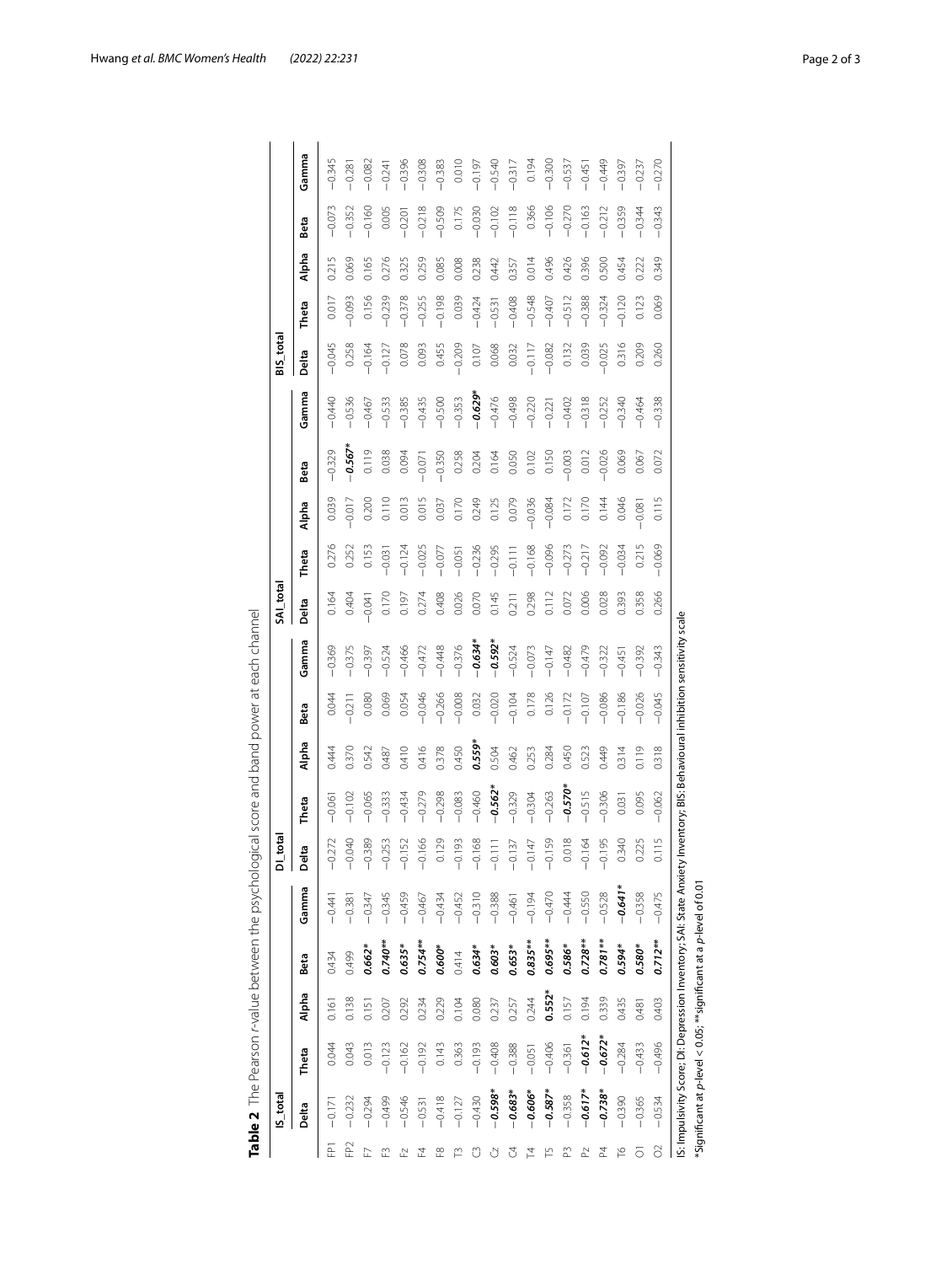**Table 2** The Pearson *r*-value between the psychological score and band power at each channel

| | IS_total | | | | | DI_total | | | | | SAI_total | | | | | BIS_total | | | | |
|---|---|---|---|---|---|---|---|---|---|---|---|---|---|---|---|---|---|---|---|---|
| | Delta | Theta | Alpha | Beta | Gamma | Delta | Theta | Alpha | Beta | Gamma | Delta | Theta | Alpha | Beta | Gamma | Delta | Theta | Alpha | Beta | Gamma |
| FP1 | −0.171 | 0.044 | 0.161 | 0.434 | −0.441 | −0.272 | −0.061 | 0.444 | 0.044 | −0.369 | 0.164 | 0.276 | 0.039 | −0.329 | −0.440 | −0.045 | 0.017 | 0.215 | −0.073 | −0.345 |
| FP2 | −0.232 | 0.043 | 0.138 | 0.499 | −0.381 | −0.040 | −0.102 | 0.370 | −0.211 | −0.375 | 0.404 | 0.252 | −0.017 | ***−0.567**** | −0.536 | 0.258 | −0.093 | 0.069 | −0.352 | −0.281 |
| F7 | −0.294 | 0.013 | 0.151 | ***0.662**** | −0.347 | −0.389 | −0.065 | 0.542 | 0.080 | −0.397 | −0.041 | 0.153 | 0.200 | 0.119 | −0.467 | −0.164 | 0.156 | 0.165 | −0.160 | −0.082 |
| F3 | −0.499 | −0.123 | 0.207 | ***0.740***** | −0.345 | −0.253 | −0.333 | 0.487 | 0.069 | −0.524 | 0.170 | −0.031 | 0.110 | 0.038 | −0.533 | −0.127 | −0.239 | 0.276 | 0.005 | −0.241 |
| Fz | −0.546 | −0.162 | 0.292 | ***0.635**** | −0.459 | −0.152 | −0.434 | 0.410 | 0.054 | −0.466 | 0.197 | −0.124 | 0.013 | 0.094 | −0.385 | 0.078 | −0.378 | 0.325 | −0.201 | −0.396 |
| F4 | −0.531 | −0.192 | 0.234 | ***0.754***** | −0.467 | −0.166 | −0.279 | 0.416 | −0.046 | −0.472 | 0.274 | −0.025 | 0.015 | −0.071 | −0.435 | 0.093 | −0.255 | 0.259 | −0.218 | −0.308 |
| F8 | −0.418 | 0.143 | 0.229 | ***0.600**** | −0.434 | 0.129 | −0.298 | 0.378 | −0.266 | −0.448 | 0.408 | −0.077 | 0.037 | −0.350 | −0.500 | 0.455 | −0.198 | 0.085 | −0.509 | −0.383 |
| T3 | −0.127 | 0.363 | 0.104 | 0.414 | −0.452 | −0.193 | −0.083 | 0.450 | −0.008 | −0.376 | 0.026 | −0.051 | 0.170 | 0.258 | −0.353 | −0.209 | 0.039 | 0.008 | 0.175 | 0.010 |
| C3 | −0.430 | −0.193 | 0.080 | ***0.634**** | −0.310 | −0.168 | −0.460 | ***0.559**** | 0.032 | ***−0.634**** | 0.070 | −0.236 | 0.249 | 0.204 | ***−0.629**** | 0.107 | −0.424 | 0.238 | −0.030 | −0.197 |
| Cz | ***−0.598**** | −0.408 | 0.237 | ***0.603**** | −0.388 | −0.111 | ***−0.562**** | 0.504 | −0.020 | ***−0.592**** | 0.145 | −0.295 | 0.125 | 0.164 | −0.476 | 0.068 | −0.531 | 0.442 | −0.102 | −0.540 |
| C4 | ***−0.683**** | −0.388 | 0.257 | ***0.653**** | −0.461 | −0.137 | −0.329 | 0.462 | −0.104 | −0.524 | 0.211 | −0.111 | 0.079 | 0.050 | −0.498 | 0.032 | −0.408 | 0.357 | −0.118 | −0.317 |
| T4 | ***−0.606**** | −0.051 | 0.244 | ***0.835***** | −0.194 | −0.147 | −0.304 | 0.253 | 0.178 | −0.073 | 0.298 | −0.168 | −0.036 | 0.102 | −0.220 | −0.117 | −0.548 | 0.014 | 0.366 | 0.194 |
| T5 | ***−0.587**** | −0.406 | ***0.552**** | ***0.695***** | −0.470 | −0.159 | −0.263 | 0.284 | 0.126 | −0.147 | 0.112 | −0.096 | −0.084 | 0.150 | −0.221 | −0.082 | −0.407 | 0.496 | −0.106 | −0.300 |
| P3 | −0.358 | −0.361 | 0.157 | ***0.586**** | −0.444 | 0.018 | ***−0.570**** | 0.450 | −0.172 | −0.482 | 0.072 | −0.273 | 0.172 | −0.003 | −0.402 | 0.132 | −0.512 | 0.426 | −0.270 | −0.537 |
| Pz | ***−0.617**** | ***−0.612**** | 0.194 | ***0.728***** | −0.550 | −0.164 | −0.515 | 0.523 | −0.107 | −0.479 | 0.006 | −0.217 | 0.170 | 0.012 | −0.318 | 0.039 | −0.388 | 0.396 | −0.163 | −0.451 |
| P4 | ***−0.738**** | ***−0.672**** | 0.339 | ***0.781***** | −0.528 | −0.195 | −0.306 | 0.449 | −0.086 | −0.322 | 0.028 | −0.092 | 0.144 | −0.026 | −0.252 | −0.025 | −0.324 | 0.500 | −0.212 | −0.449 |
| T6 | −0.390 | −0.284 | 0.435 | ***0.594**** | ***−0.641**** | 0.340 | 0.031 | 0.314 | −0.186 | −0.451 | 0.393 | −0.034 | 0.046 | 0.069 | −0.340 | 0.316 | −0.120 | 0.454 | −0.359 | −0.397 |
| O1 | −0.365 | −0.433 | 0.481 | ***0.580**** | −0.358 | 0.225 | 0.095 | 0.119 | −0.026 | −0.392 | 0.358 | 0.215 | −0.081 | 0.067 | −0.464 | 0.209 | 0.123 | 0.222 | −0.344 | −0.237 |
| O2 | −0.534 | −0.496 | 0.403 | ***0.712***** | −0.475 | 0.115 | −0.062 | 0.318 | −0.045 | −0.343 | 0.266 | −0.069 | 0.115 | 0.072 | −0.338 | 0.260 | 0.069 | 0.349 | −0.343 | −0.270 |

IS: Impulsivity Score; DI: Depression Inventory; SAI: State Anxiety Inventory; BIS: Behavioural inhibition sensitivity scale

*Significant at *p*-level < 0.05; **significant at a *p*-level of 0.01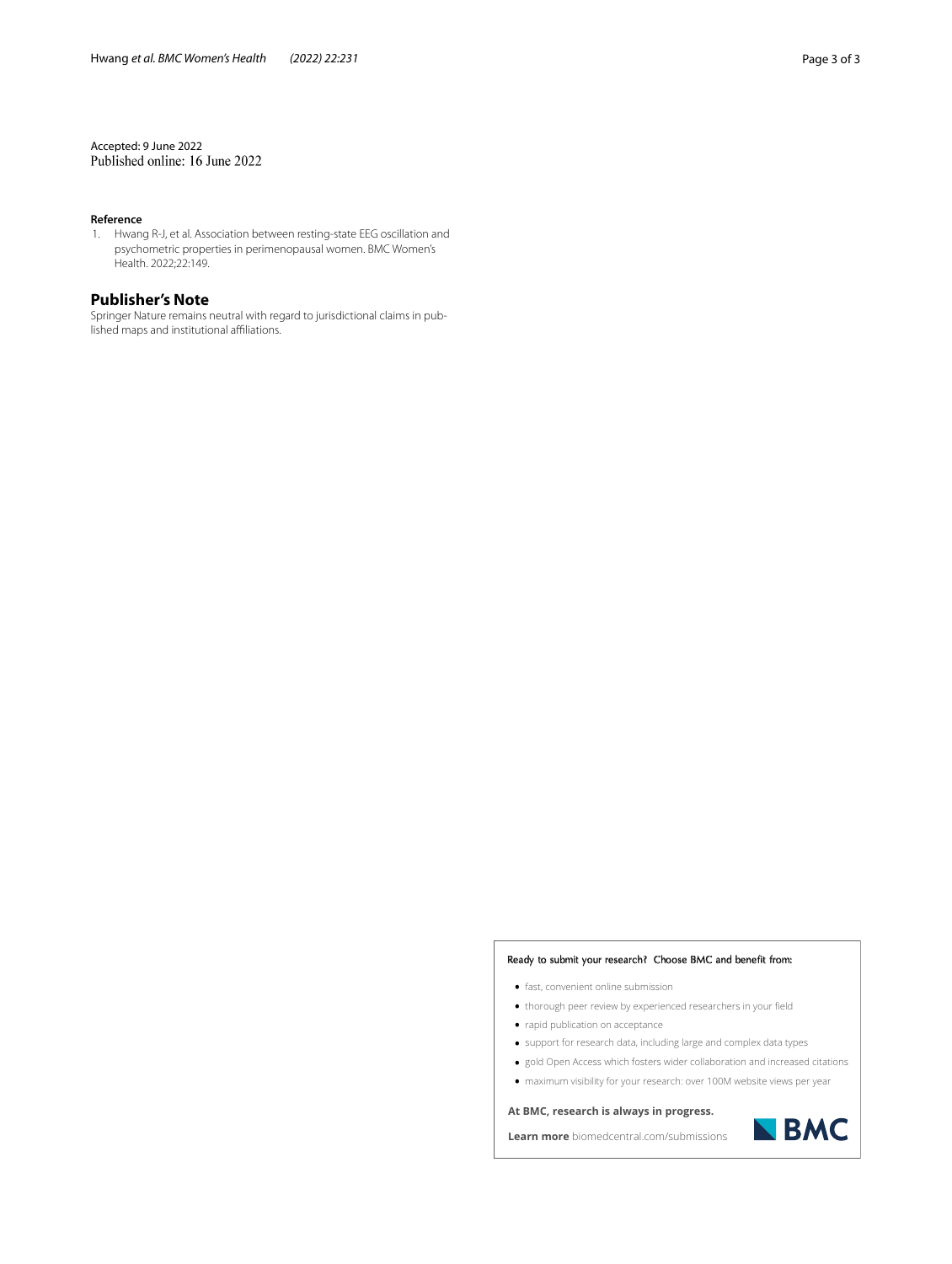Accepted: 9 June 2022
Published online: 16 June 2022

**Reference**

1. Hwang R-J, et al. Association between resting-state EEG oscillation and psychometric properties in perimenopausal women. BMC Women's Health. 2022;22:149.

## Publisher's Note

Springer Nature remains neutral with regard to jurisdictional claims in published maps and institutional affiliations.

Ready to submit your research? Choose BMC and benefit from:

- fast, convenient online submission
- thorough peer review by experienced researchers in your field
- rapid publication on acceptance
- support for research data, including large and complex data types
- gold Open Access which fosters wider collaboration and increased citations
- maximum visibility for your research: over 100M website views per year

**At BMC, research is always in progress.**

**Learn more** biomedcentral.com/submissions

BMC